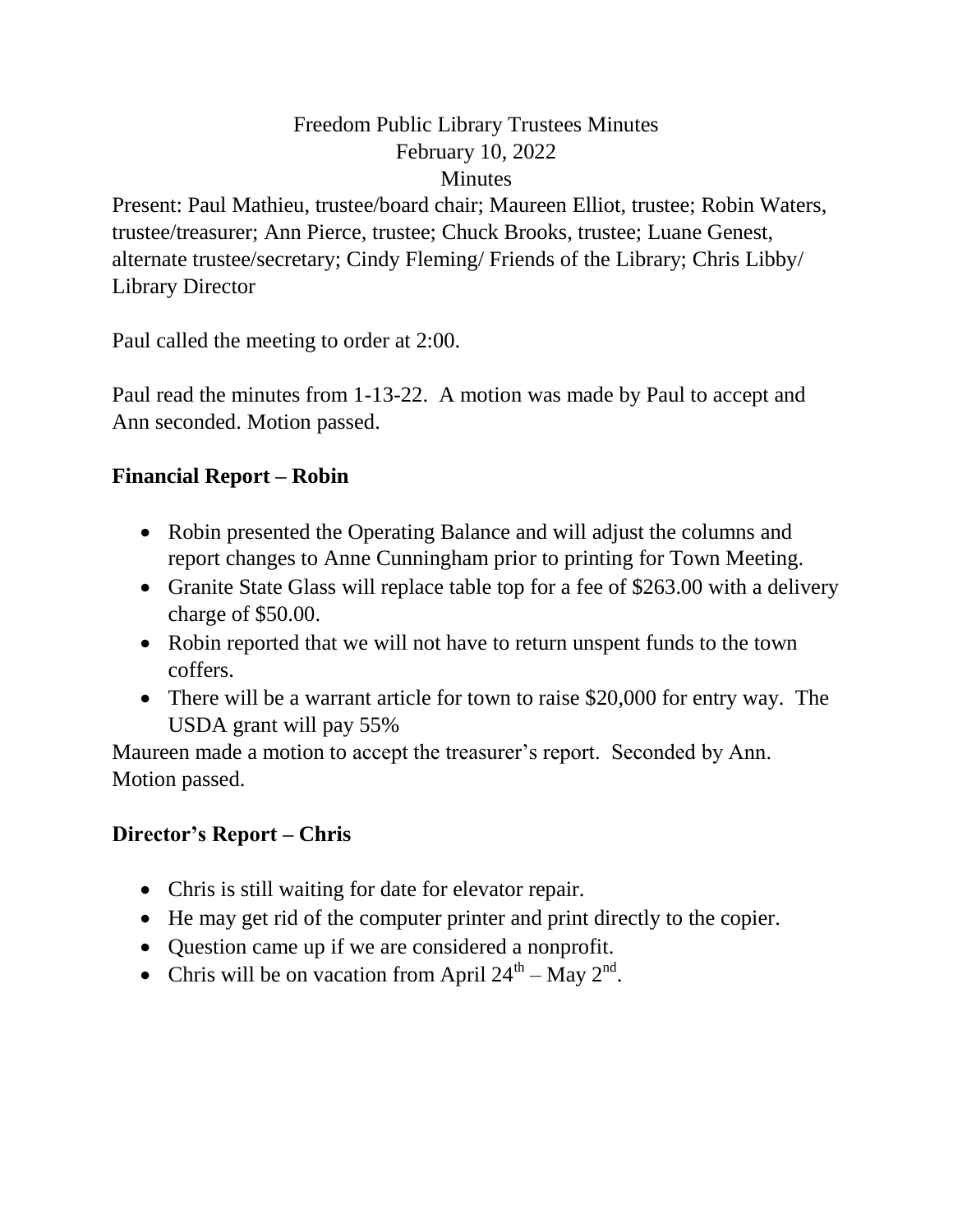Freedom Public Library Trustees Minutes
February 10, 2022
Minutes

Present: Paul Mathieu, trustee/board chair; Maureen Elliot, trustee; Robin Waters, trustee/treasurer; Ann Pierce, trustee; Chuck Brooks, trustee; Luane Genest, alternate trustee/secretary; Cindy Fleming/ Friends of the Library; Chris Libby/ Library Director

Paul called the meeting to order at 2:00.

Paul read the minutes from 1-13-22. A motion was made by Paul to accept and Ann seconded. Motion passed.

**Financial Report – Robin**

- Robin presented the Operating Balance and will adjust the columns and report changes to Anne Cunningham prior to printing for Town Meeting.
- Granite State Glass will replace table top for a fee of $263.00 with a delivery charge of $50.00.
- Robin reported that we will not have to return unspent funds to the town coffers.
- There will be a warrant article for town to raise $20,000 for entry way. The USDA grant will pay 55%

Maureen made a motion to accept the treasurer's report. Seconded by Ann. Motion passed.

**Director's Report – Chris**

- Chris is still waiting for date for elevator repair.
- He may get rid of the computer printer and print directly to the copier.
- Question came up if we are considered a nonprofit.
- Chris will be on vacation from April 24th – May 2nd.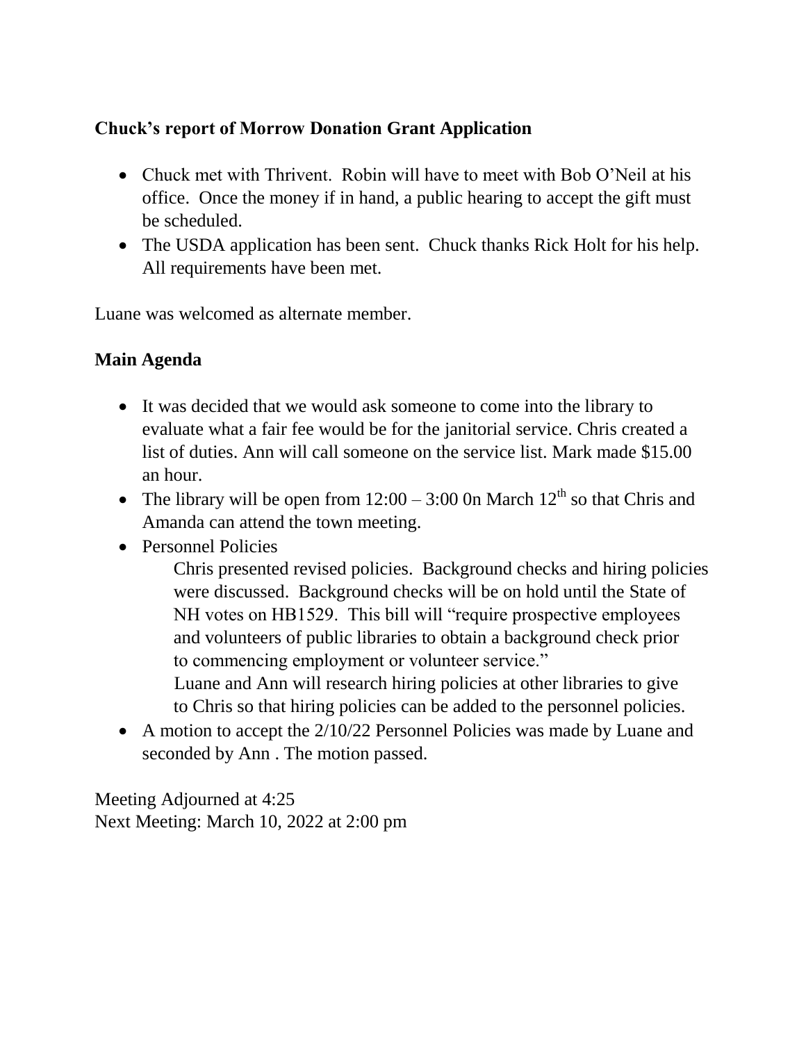**Chuck's report of Morrow Donation Grant Application**

- Chuck met with Thrivent. Robin will have to meet with Bob O'Neil at his office. Once the money if in hand, a public hearing to accept the gift must be scheduled.
- The USDA application has been sent. Chuck thanks Rick Holt for his help. All requirements have been met.

Luane was welcomed as alternate member.

**Main Agenda**

- It was decided that we would ask someone to come into the library to evaluate what a fair fee would be for the janitorial service. Chris created a list of duties. Ann will call someone on the service list. Mark made $15.00 an hour.
- The library will be open from 12:00 – 3:00 0n March 12th so that Chris and Amanda can attend the town meeting.
- Personnel Policies

  Chris presented revised policies. Background checks and hiring policies were discussed. Background checks will be on hold until the State of NH votes on HB1529. This bill will "require prospective employees and volunteers of public libraries to obtain a background check prior to commencing employment or volunteer service."

  Luane and Ann will research hiring policies at other libraries to give to Chris so that hiring policies can be added to the personnel policies.

- A motion to accept the 2/10/22 Personnel Policies was made by Luane and seconded by Ann . The motion passed.

Meeting Adjourned at 4:25
Next Meeting: March 10, 2022 at 2:00 pm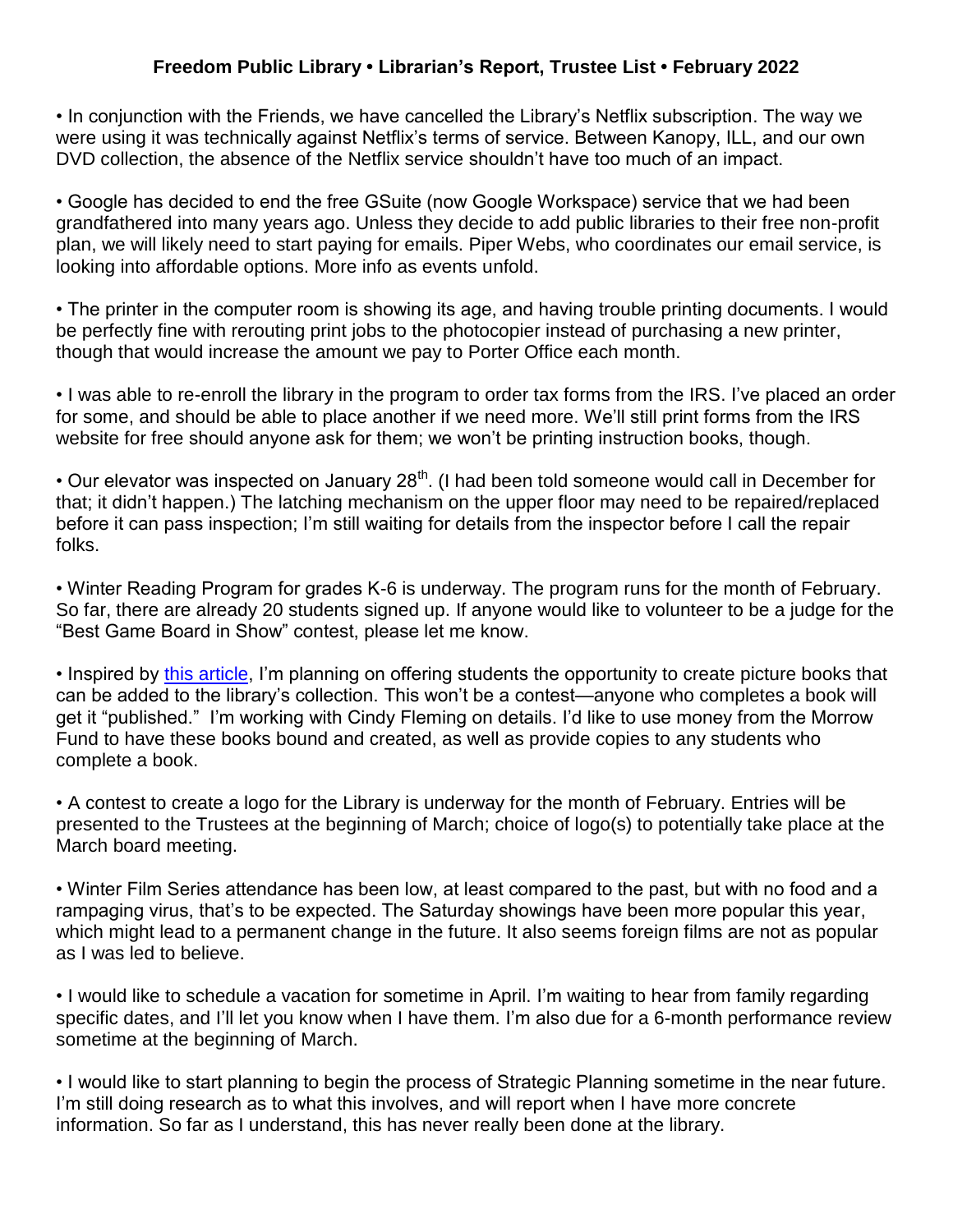**Freedom Public Library • Librarian's Report, Trustee List • February 2022**

• In conjunction with the Friends, we have cancelled the Library's Netflix subscription. The way we were using it was technically against Netflix's terms of service. Between Kanopy, ILL, and our own DVD collection, the absence of the Netflix service shouldn't have too much of an impact.

• Google has decided to end the free GSuite (now Google Workspace) service that we had been grandfathered into many years ago. Unless they decide to add public libraries to their free non-profit plan, we will likely need to start paying for emails. Piper Webs, who coordinates our email service, is looking into affordable options. More info as events unfold.

• The printer in the computer room is showing its age, and having trouble printing documents. I would be perfectly fine with rerouting print jobs to the photocopier instead of purchasing a new printer, though that would increase the amount we pay to Porter Office each month.

• I was able to re-enroll the library in the program to order tax forms from the IRS. I've placed an order for some, and should be able to place another if we need more. We'll still print forms from the IRS website for free should anyone ask for them; we won't be printing instruction books, though.

• Our elevator was inspected on January 28th. (I had been told someone would call in December for that; it didn't happen.) The latching mechanism on the upper floor may need to be repaired/replaced before it can pass inspection; I'm still waiting for details from the inspector before I call the repair folks.

• Winter Reading Program for grades K-6 is underway. The program runs for the month of February. So far, there are already 20 students signed up. If anyone would like to volunteer to be a judge for the "Best Game Board in Show" contest, please let me know.

• Inspired by this article, I'm planning on offering students the opportunity to create picture books that can be added to the library's collection. This won't be a contest—anyone who completes a book will get it "published." I'm working with Cindy Fleming on details. I'd like to use money from the Morrow Fund to have these books bound and created, as well as provide copies to any students who complete a book.

• A contest to create a logo for the Library is underway for the month of February. Entries will be presented to the Trustees at the beginning of March; choice of logo(s) to potentially take place at the March board meeting.

• Winter Film Series attendance has been low, at least compared to the past, but with no food and a rampaging virus, that's to be expected. The Saturday showings have been more popular this year, which might lead to a permanent change in the future. It also seems foreign films are not as popular as I was led to believe.

• I would like to schedule a vacation for sometime in April. I'm waiting to hear from family regarding specific dates, and I'll let you know when I have them. I'm also due for a 6-month performance review sometime at the beginning of March.

• I would like to start planning to begin the process of Strategic Planning sometime in the near future. I'm still doing research as to what this involves, and will report when I have more concrete information. So far as I understand, this has never really been done at the library.